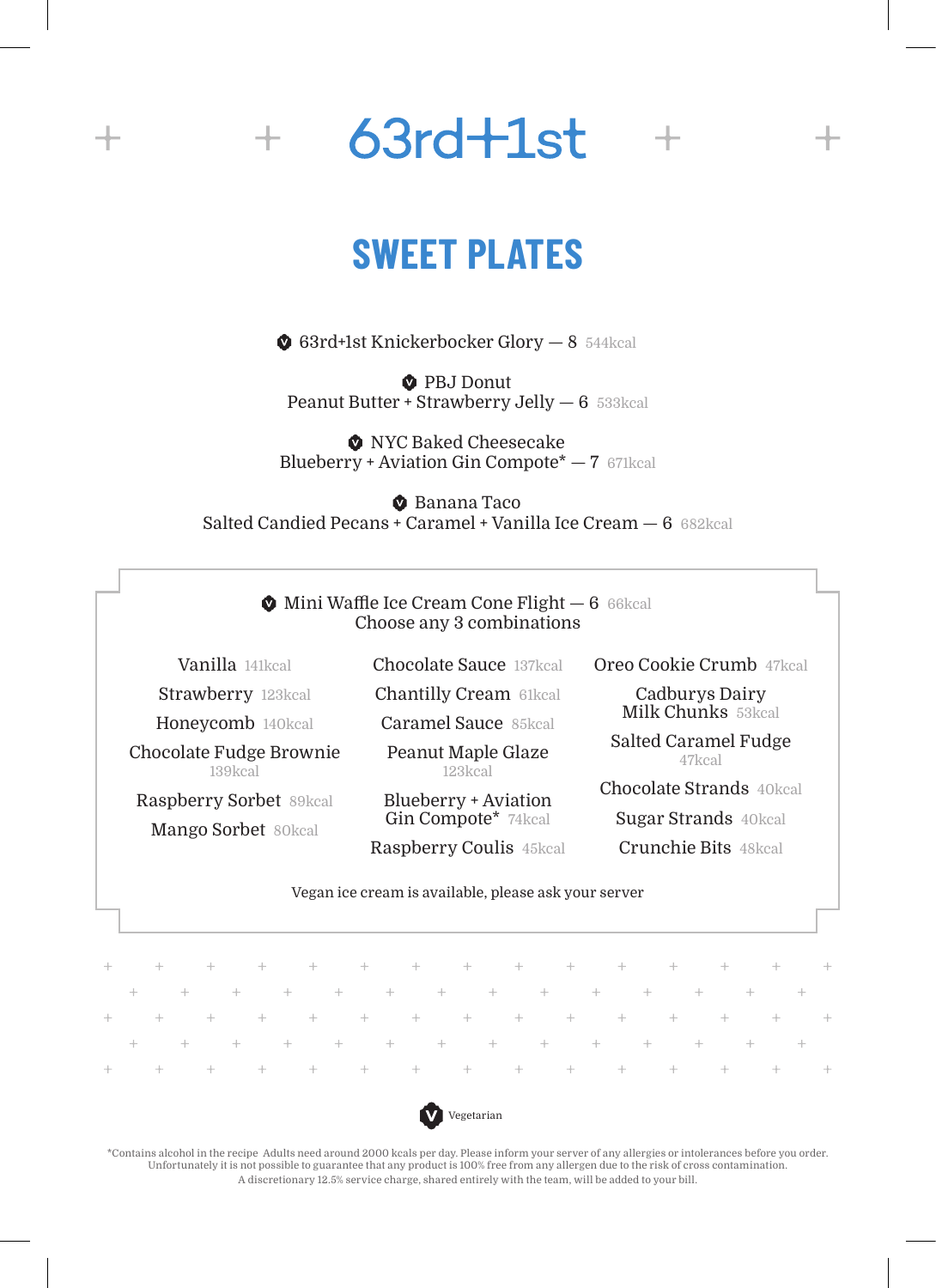# 63rd+1st

## SWEET PLATES

Ⓥ 63rd+1st Knickerbocker Glory — 8 544kcal

Ⓥ PBJ Donut
Peanut Butter + Strawberry Jelly — 6 533kcal

Ⓥ NYC Baked Cheesecake
Blueberry + Aviation Gin Compote* — 7 671kcal

Ⓥ Banana Taco
Salted Candied Pecans + Caramel + Vanilla Ice Cream — 6 682kcal

### Ⓥ Mini Waffle Ice Cream Cone Flight — 6 66kcal
Choose any 3 combinations

| | | |
|---|---|---|
| Vanilla 141kcal | Chocolate Sauce 137kcal | Oreo Cookie Crumb 47kcal |
| Strawberry 123kcal | Chantilly Cream 61kcal | Cadburys Dairy Milk Chunks 53kcal |
| Honeycomb 140kcal | Caramel Sauce 85kcal | Salted Caramel Fudge 47kcal |
| Chocolate Fudge Brownie 139kcal | Peanut Maple Glaze 123kcal | Chocolate Strands 40kcal |
| Raspberry Sorbet 89kcal | Blueberry + Aviation Gin Compote* 74kcal | Sugar Strands 40kcal |
| Mango Sorbet 80kcal | Raspberry Coulis 45kcal | Crunchie Bits 48kcal |

Vegan ice cream is available, please ask your server

Ⓥ Vegetarian

*Contains alcohol in the recipe Adults need around 2000 kcals per day. Please inform your server of any allergies or intolerances before you order. Unfortunately it is not possible to guarantee that any product is 100% free from any allergen due to the risk of cross contamination.
A discretionary 12.5% service charge, shared entirely with the team, will be added to your bill.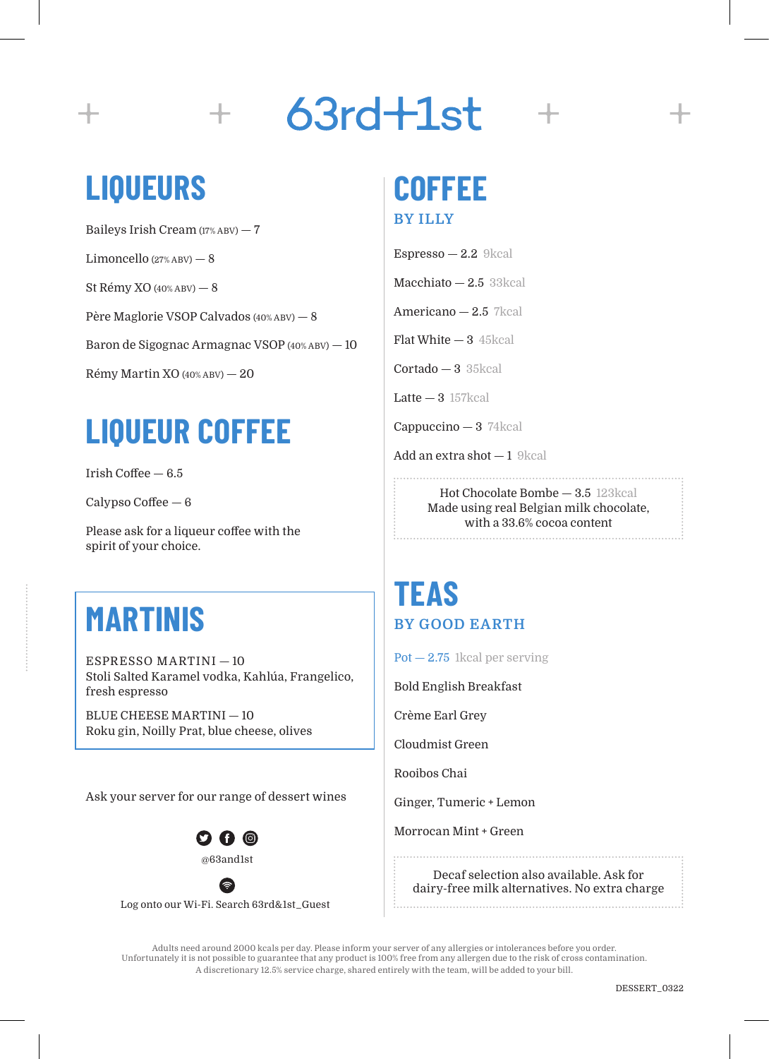# 63rd+1st

## LIQUEURS

Baileys Irish Cream (17% ABV) — 7

Limoncello (27% ABV) — 8

St Rémy XO (40% ABV) — 8

Père Maglorie VSOP Calvados (40% ABV) — 8

Baron de Sigognac Armagnac VSOP (40% ABV) — 10

Rémy Martin XO (40% ABV) — 20

## LIQUEUR COFFEE

Irish Coffee — 6.5

Calypso Coffee — 6

Please ask for a liqueur coffee with the spirit of your choice.

## MARTINIS

ESPRESSO MARTINI — 10
Stoli Salted Karamel vodka, Kahlúa, Frangelico, fresh espresso

BLUE CHEESE MARTINI — 10
Roku gin, Noilly Prat, blue cheese, olives

Ask your server for our range of dessert wines

@63and1st

Log onto our Wi-Fi. Search 63rd&1st_Guest

## COFFEE

### BY ILLY

Espresso — 2.2 9kcal

Macchiato — 2.5 33kcal

Americano — 2.5 7kcal

Flat White — 3 45kcal

Cortado — 3 35kcal

Latte — 3 157kcal

Cappuccino — 3 74kcal

Add an extra shot — 1 9kcal

Hot Chocolate Bombe — 3.5 123kcal
Made using real Belgian milk chocolate, with a 33.6% cocoa content

## TEAS

### BY GOOD EARTH

Pot — 2.75 1kcal per serving

Bold English Breakfast

Crème Earl Grey

Cloudmist Green

Rooibos Chai

Ginger, Tumeric + Lemon

Morrocan Mint + Green

Decaf selection also available. Ask for dairy-free milk alternatives. No extra charge

Adults need around 2000 kcals per day. Please inform your server of any allergies or intolerances before you order. Unfortunately it is not possible to guarantee that any product is 100% free from any allergen due to the risk of cross contamination. A discretionary 12.5% service charge, shared entirely with the team, will be added to your bill.

DESSERT_0322